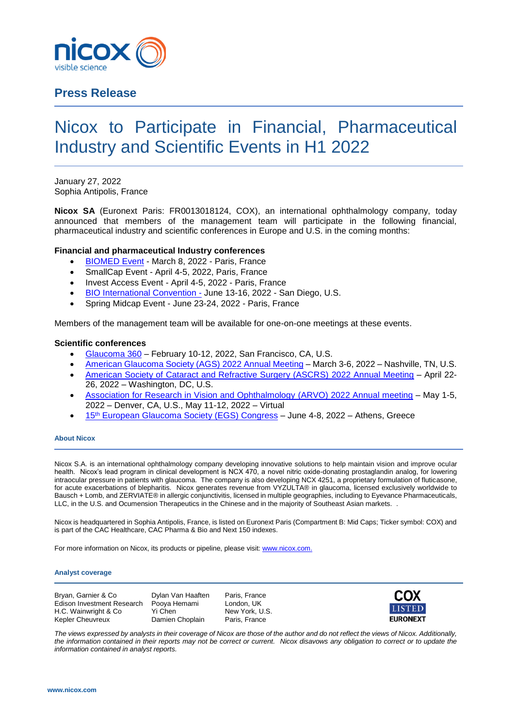## Press Release

# Nicox to Participate in Financial, Pharmaceutical Industry and Scientific Events in H1 2022

January 27, 2022
Sophia Antipolis, France

**Nicox SA** (Euronext Paris: FR0013018124, COX), an international ophthalmology company, today announced that members of the management team will participate in the following financial, pharmaceutical industry and scientific conferences in Europe and U.S. in the coming months:

**Financial and pharmaceutical Industry conferences**

- BIOMED Event - March 8, 2022 - Paris, France
- SmallCap Event - April 4-5, 2022, Paris, France
- Invest Access Event - April 4-5, 2022 - Paris, France
- BIO International Convention - June 13-16, 2022 - San Diego, U.S.
- Spring Midcap Event - June 23-24, 2022 - Paris, France

Members of the management team will be available for one-on-one meetings at these events.

**Scientific conferences**

- Glaucoma 360 – February 10-12, 2022, San Francisco, CA, U.S.
- American Glaucoma Society (AGS) 2022 Annual Meeting – March 3-6, 2022 – Nashville, TN, U.S.
- American Society of Cataract and Refractive Surgery (ASCRS) 2022 Annual Meeting – April 22-26, 2022 – Washington, DC, U.S.
- Association for Research in Vision and Ophthalmology (ARVO) 2022 Annual meeting – May 1-5, 2022 – Denver, CA, U.S., May 11-12, 2022 – Virtual
- 15th European Glaucoma Society (EGS) Congress – June 4-8, 2022 – Athens, Greece

### About Nicox

Nicox S.A. is an international ophthalmology company developing innovative solutions to help maintain vision and improve ocular health. Nicox's lead program in clinical development is NCX 470, a novel nitric oxide-donating prostaglandin analog, for lowering intraocular pressure in patients with glaucoma. The company is also developing NCX 4251, a proprietary formulation of fluticasone, for acute exacerbations of blepharitis. Nicox generates revenue from VYZULTA® in glaucoma, licensed exclusively worldwide to Bausch + Lomb, and ZERVIATE® in allergic conjunctivitis, licensed in multiple geographies, including to Eyevance Pharmaceuticals, LLC, in the U.S. and Ocumension Therapeutics in the Chinese and in the majority of Southeast Asian markets. .

Nicox is headquartered in Sophia Antipolis, France, is listed on Euronext Paris (Compartment B: Mid Caps; Ticker symbol: COX) and is part of the CAC Healthcare, CAC Pharma & Bio and Next 150 indexes.

For more information on Nicox, its products or pipeline, please visit: www.nicox.com.

### Analyst coverage

| | | |
|---|---|---|
| Bryan, Garnier & Co | Dylan Van Haaften | Paris, France |
| Edison Investment Research | Pooya Hemami | London, UK |
| H.C. Wainwright & Co | Yi Chen | New York, U.S. |
| Kepler Cheuvreux | Damien Choplain | Paris, France |

COX LISTED EURONEXT

*The views expressed by analysts in their coverage of Nicox are those of the author and do not reflect the views of Nicox. Additionally, the information contained in their reports may not be correct or current. Nicox disavows any obligation to correct or to update the information contained in analyst reports.*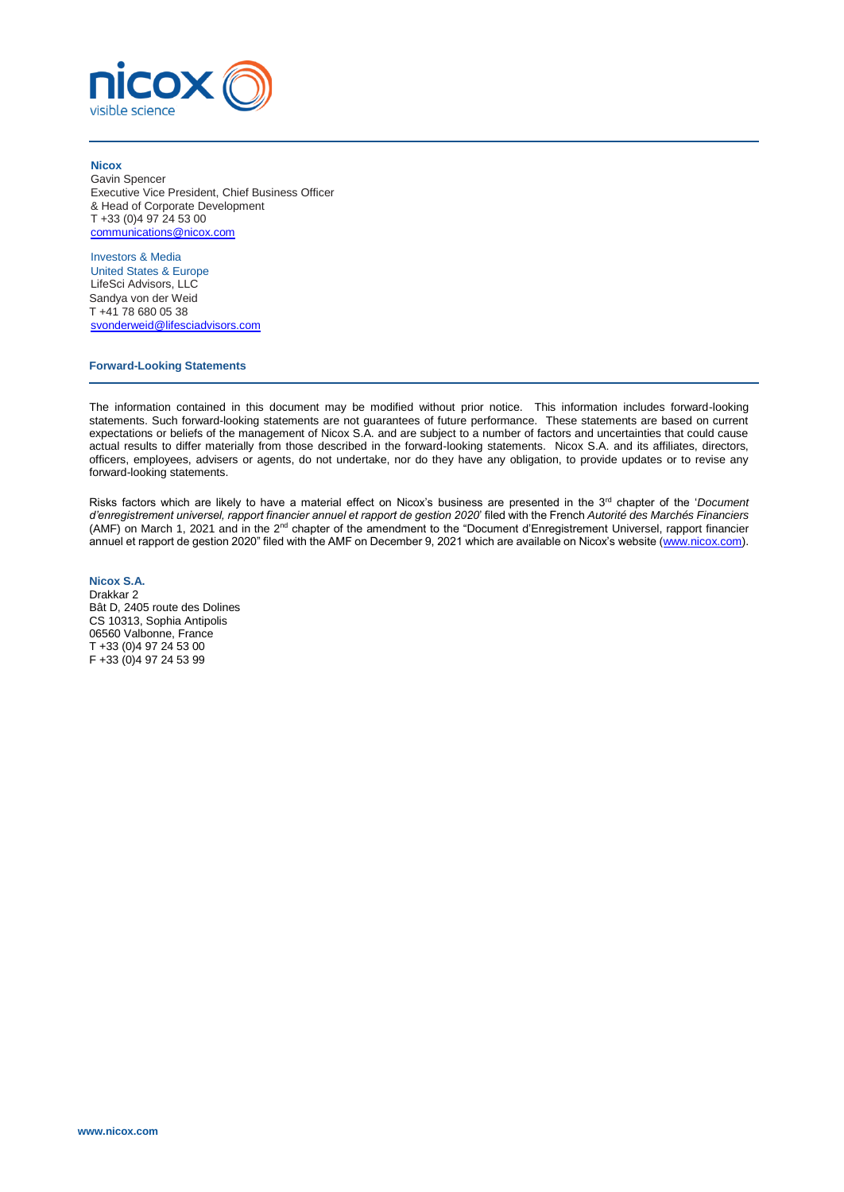**Nicox**
Gavin Spencer
Executive Vice President, Chief Business Officer
& Head of Corporate Development
T +33 (0)4 97 24 53 00
communications@nicox.com

Investors & Media
United States & Europe
LifeSci Advisors, LLC
Sandya von der Weid
T +41 78 680 05 38
svonderweid@lifesciadvisors.com

**Forward-Looking Statements**

The information contained in this document may be modified without prior notice. This information includes forward-looking statements. Such forward-looking statements are not guarantees of future performance. These statements are based on current expectations or beliefs of the management of Nicox S.A. and are subject to a number of factors and uncertainties that could cause actual results to differ materially from those described in the forward-looking statements. Nicox S.A. and its affiliates, directors, officers, employees, advisers or agents, do not undertake, nor do they have any obligation, to provide updates or to revise any forward-looking statements.

Risks factors which are likely to have a material effect on Nicox's business are presented in the 3rd chapter of the '*Document d'enregistrement universel, rapport financier annuel et rapport de gestion 2020*' filed with the French *Autorité des Marchés Financiers* (AMF) on March 1, 2021 and in the 2nd chapter of the amendment to the "Document d'Enregistrement Universel, rapport financier annuel et rapport de gestion 2020" filed with the AMF on December 9, 2021 which are available on Nicox's website (www.nicox.com).

**Nicox S.A.**
Drakkar 2
Bât D, 2405 route des Dolines
CS 10313, Sophia Antipolis
06560 Valbonne, France
T +33 (0)4 97 24 53 00
F +33 (0)4 97 24 53 99